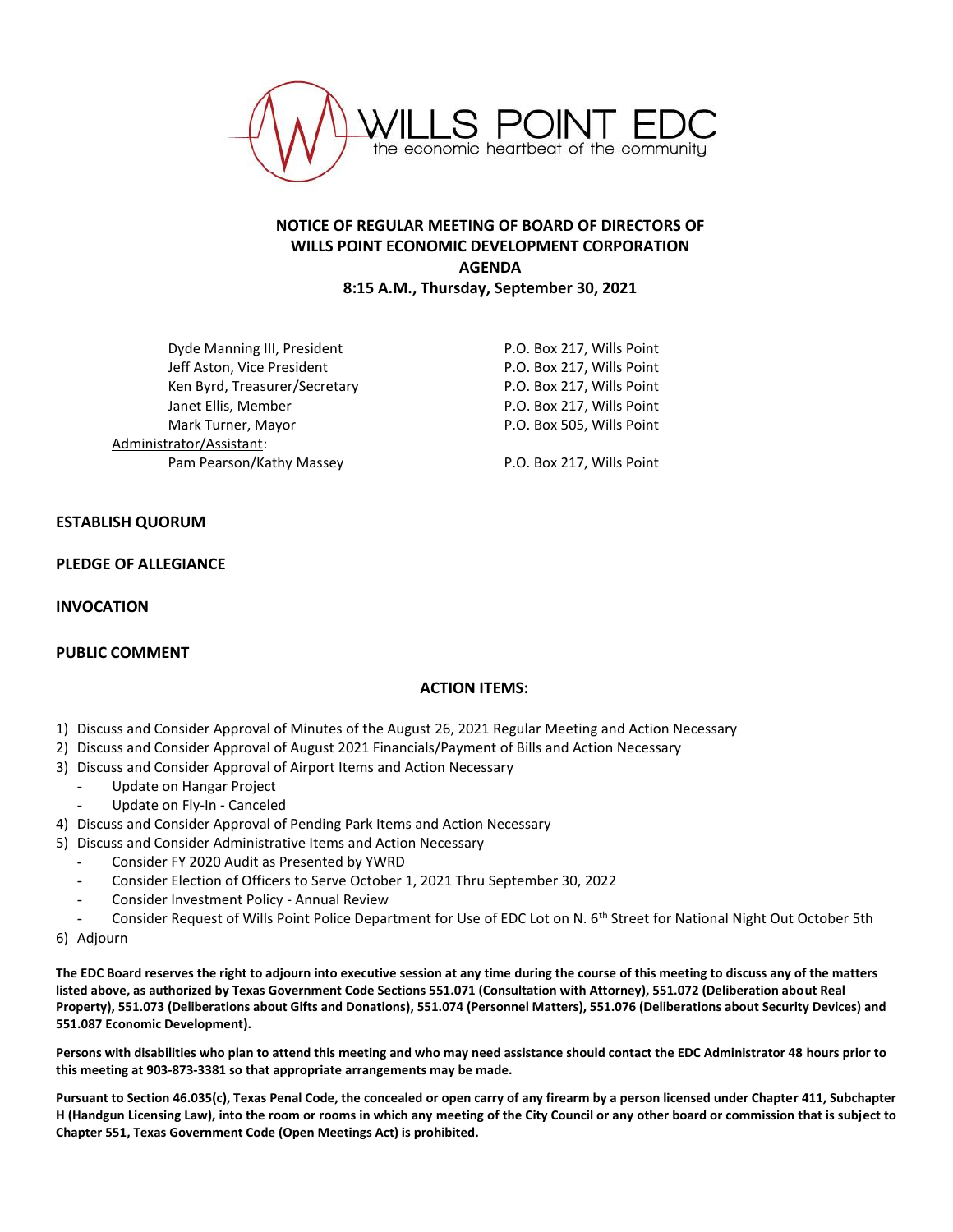WILLS POINT EDC
the economic heartbeat of the community

# NOTICE OF REGULAR MEETING OF BOARD OF DIRECTORS OF WILLS POINT ECONOMIC DEVELOPMENT CORPORATION

## AGENDA

**8:15 A.M., Thursday, September 30, 2021**

| | |
|---|---|
| Dyde Manning III, President | P.O. Box 217, Wills Point |
| Jeff Aston, Vice President | P.O. Box 217, Wills Point |
| Ken Byrd, Treasurer/Secretary | P.O. Box 217, Wills Point |
| Janet Ellis, Member | P.O. Box 217, Wills Point |
| Mark Turner, Mayor | P.O. Box 505, Wills Point |
| Administrator/Assistant: | |
| Pam Pearson/Kathy Massey | P.O. Box 217, Wills Point |

**ESTABLISH QUORUM**

**PLEDGE OF ALLEGIANCE**

**INVOCATION**

**PUBLIC COMMENT**

**ACTION ITEMS:**

1) Discuss and Consider Approval of Minutes of the August 26, 2021 Regular Meeting and Action Necessary
2) Discuss and Consider Approval of August 2021 Financials/Payment of Bills and Action Necessary
3) Discuss and Consider Approval of Airport Items and Action Necessary
   - Update on Hangar Project
   - Update on Fly-In - Canceled
4) Discuss and Consider Approval of Pending Park Items and Action Necessary
5) Discuss and Consider Administrative Items and Action Necessary
   - Consider FY 2020 Audit as Presented by YWRD
   - Consider Election of Officers to Serve October 1, 2021 Thru September 30, 2022
   - Consider Investment Policy - Annual Review
   - Consider Request of Wills Point Police Department for Use of EDC Lot on N. 6th Street for National Night Out October 5th
6) Adjourn

**The EDC Board reserves the right to adjourn into executive session at any time during the course of this meeting to discuss any of the matters listed above, as authorized by Texas Government Code Sections 551.071 (Consultation with Attorney), 551.072 (Deliberation about Real Property), 551.073 (Deliberations about Gifts and Donations), 551.074 (Personnel Matters), 551.076 (Deliberations about Security Devices) and 551.087 Economic Development).**

**Persons with disabilities who plan to attend this meeting and who may need assistance should contact the EDC Administrator 48 hours prior to this meeting at 903-873-3381 so that appropriate arrangements may be made.**

**Pursuant to Section 46.035(c), Texas Penal Code, the concealed or open carry of any firearm by a person licensed under Chapter 411, Subchapter H (Handgun Licensing Law), into the room or rooms in which any meeting of the City Council or any other board or commission that is subject to Chapter 551, Texas Government Code (Open Meetings Act) is prohibited.**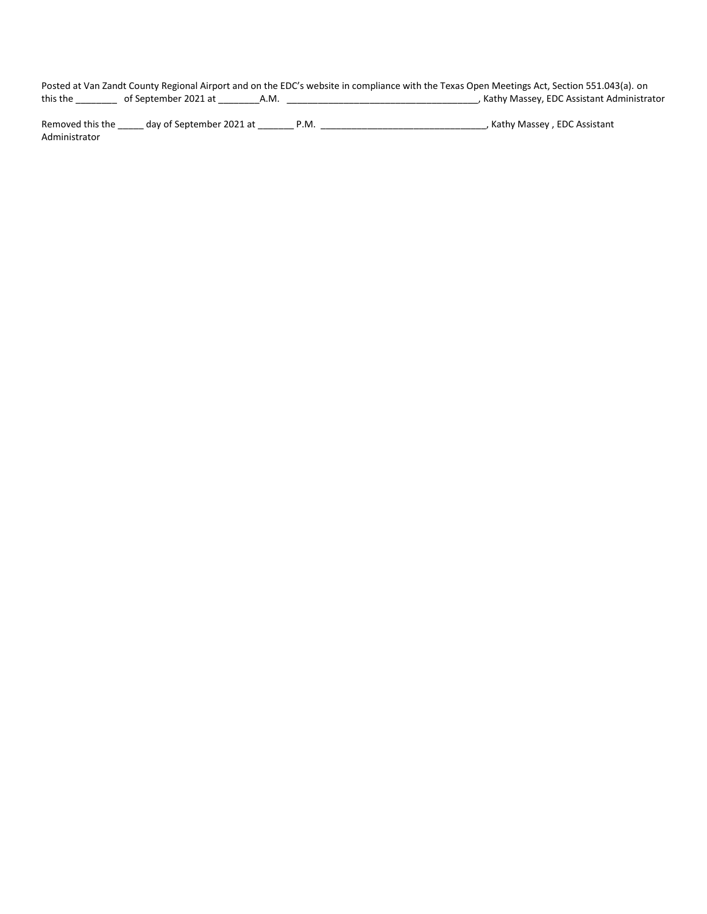Posted at Van Zandt County Regional Airport and on the EDC's website in compliance with the Texas Open Meetings Act, Section 551.043(a). on this the ________ of September 2021 at ________A.M. ____________________________________, Kathy Massey, EDC Assistant Administrator

Removed this the _____ day of September 2021 at _______ P.M. ________________________________, Kathy Massey , EDC Assistant Administrator